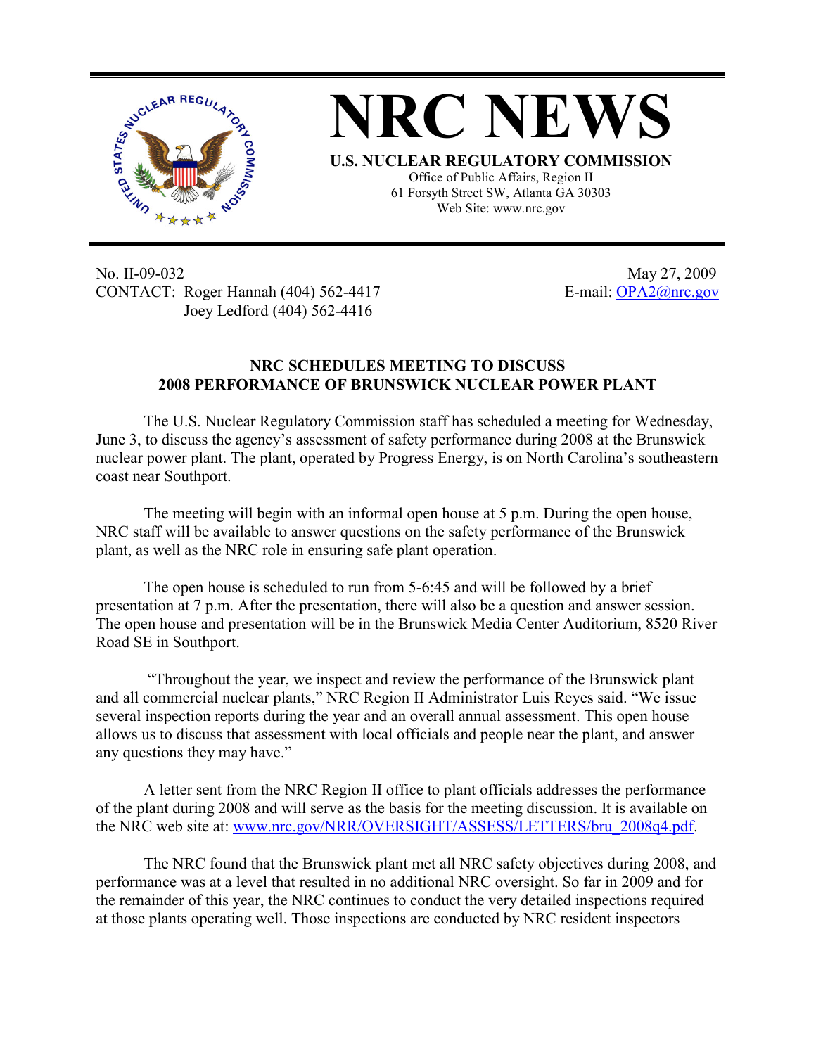# NRC NEWS

**U.S. NUCLEAR REGULATORY COMMISSION**

Office of Public Affairs, Region II
61 Forsyth Street SW, Atlanta GA 30303
Web Site: www.nrc.gov

No. II-09-032
CONTACT: Roger Hannah (404) 562-4417
Joey Ledford (404) 562-4416

May 27, 2009
E-mail: OPA2@nrc.gov

## NRC SCHEDULES MEETING TO DISCUSS 2008 PERFORMANCE OF BRUNSWICK NUCLEAR POWER PLANT

The U.S. Nuclear Regulatory Commission staff has scheduled a meeting for Wednesday, June 3, to discuss the agency's assessment of safety performance during 2008 at the Brunswick nuclear power plant. The plant, operated by Progress Energy, is on North Carolina's southeastern coast near Southport.

The meeting will begin with an informal open house at 5 p.m. During the open house, NRC staff will be available to answer questions on the safety performance of the Brunswick plant, as well as the NRC role in ensuring safe plant operation.

The open house is scheduled to run from 5-6:45 and will be followed by a brief presentation at 7 p.m. After the presentation, there will also be a question and answer session. The open house and presentation will be in the Brunswick Media Center Auditorium, 8520 River Road SE in Southport.

"Throughout the year, we inspect and review the performance of the Brunswick plant and all commercial nuclear plants," NRC Region II Administrator Luis Reyes said. "We issue several inspection reports during the year and an overall annual assessment. This open house allows us to discuss that assessment with local officials and people near the plant, and answer any questions they may have."

A letter sent from the NRC Region II office to plant officials addresses the performance of the plant during 2008 and will serve as the basis for the meeting discussion. It is available on the NRC web site at: www.nrc.gov/NRR/OVERSIGHT/ASSESS/LETTERS/bru_2008q4.pdf.

The NRC found that the Brunswick plant met all NRC safety objectives during 2008, and performance was at a level that resulted in no additional NRC oversight. So far in 2009 and for the remainder of this year, the NRC continues to conduct the very detailed inspections required at those plants operating well. Those inspections are conducted by NRC resident inspectors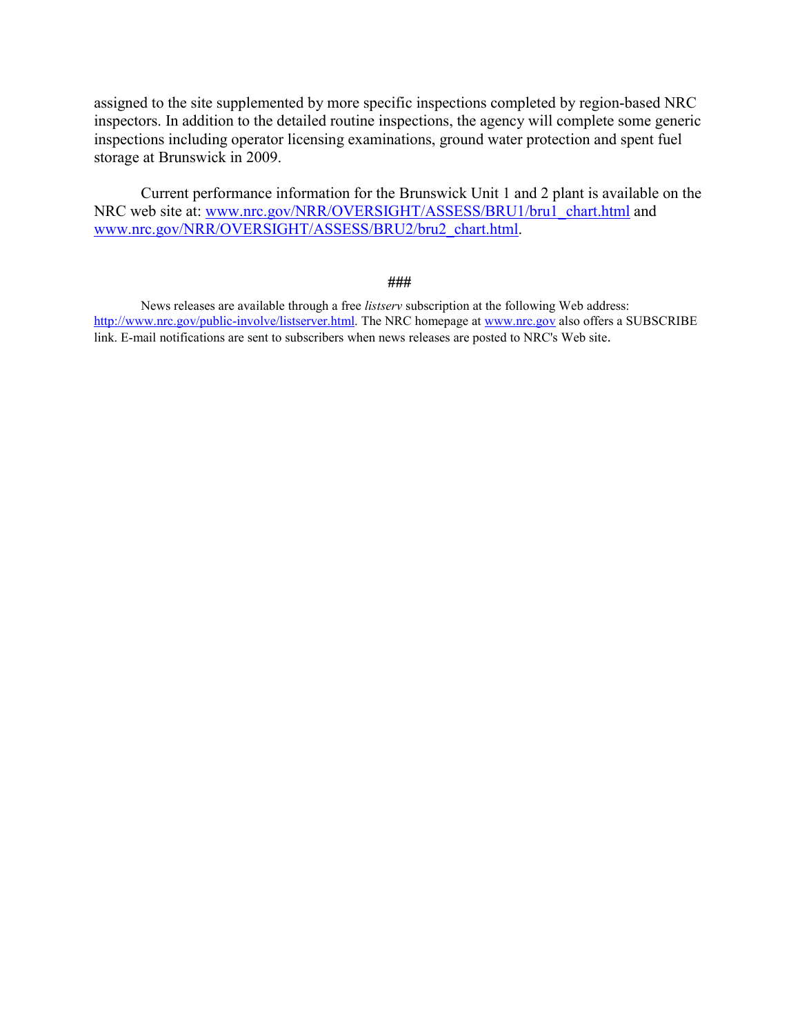assigned to the site supplemented by more specific inspections completed by region-based NRC inspectors. In addition to the detailed routine inspections, the agency will complete some generic inspections including operator licensing examinations, ground water protection and spent fuel storage at Brunswick in 2009.

Current performance information for the Brunswick Unit 1 and 2 plant is available on the NRC web site at: www.nrc.gov/NRR/OVERSIGHT/ASSESS/BRU1/bru1_chart.html and www.nrc.gov/NRR/OVERSIGHT/ASSESS/BRU2/bru2_chart.html.

###

News releases are available through a free *listserv* subscription at the following Web address: http://www.nrc.gov/public-involve/listserver.html. The NRC homepage at www.nrc.gov also offers a SUBSCRIBE link. E-mail notifications are sent to subscribers when news releases are posted to NRC's Web site.